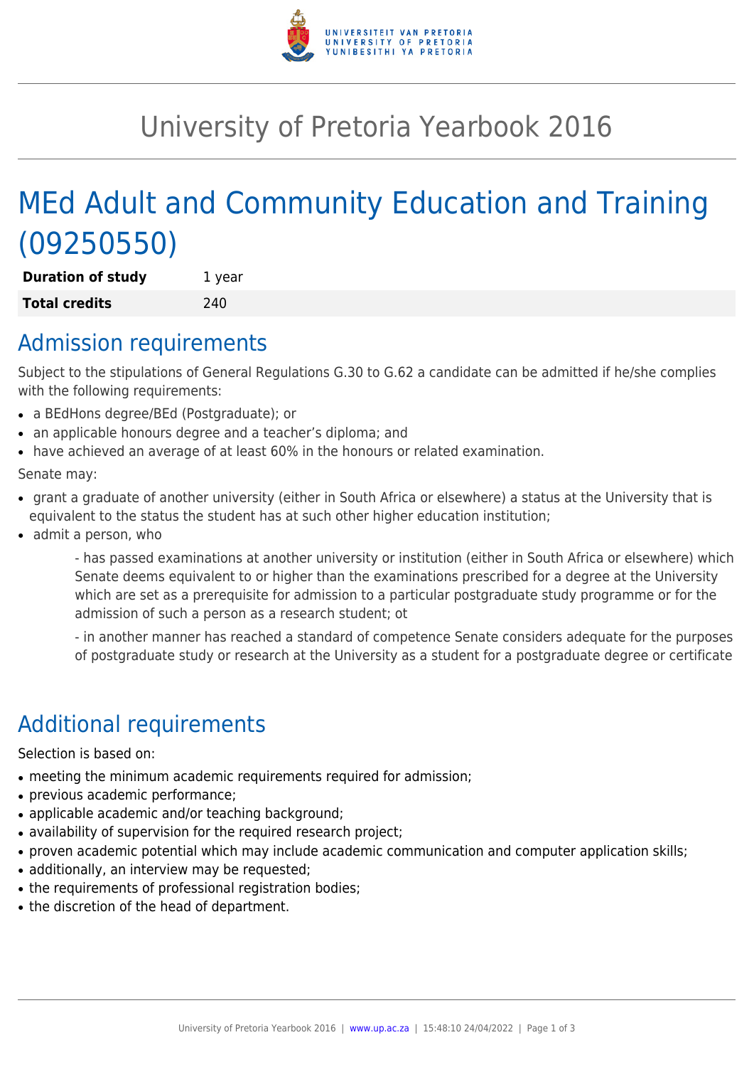# University of Pretoria Yearbook 2016

# MEd Adult and Community Education and Training (09250550)

| | |
|---|---|
| **Duration of study** | 1 year |
| **Total credits** | 240 |

## Admission requirements

Subject to the stipulations of General Regulations G.30 to G.62 a candidate can be admitted if he/she complies with the following requirements:

- a BEdHons degree/BEd (Postgraduate); or
- an applicable honours degree and a teacher's diploma; and
- have achieved an average of at least 60% in the honours or related examination.

Senate may:

- grant a graduate of another university (either in South Africa or elsewhere) a status at the University that is equivalent to the status the student has at such other higher education institution;
- admit a person, who

  - has passed examinations at another university or institution (either in South Africa or elsewhere) which Senate deems equivalent to or higher than the examinations prescribed for a degree at the University which are set as a prerequisite for admission to a particular postgraduate study programme or for the admission of such a person as a research student; ot

  - in another manner has reached a standard of competence Senate considers adequate for the purposes of postgraduate study or research at the University as a student for a postgraduate degree or certificate

## Additional requirements

Selection is based on:

- meeting the minimum academic requirements required for admission;
- previous academic performance;
- applicable academic and/or teaching background;
- availability of supervision for the required research project;
- proven academic potential which may include academic communication and computer application skills;
- additionally, an interview may be requested;
- the requirements of professional registration bodies;
- the discretion of the head of department.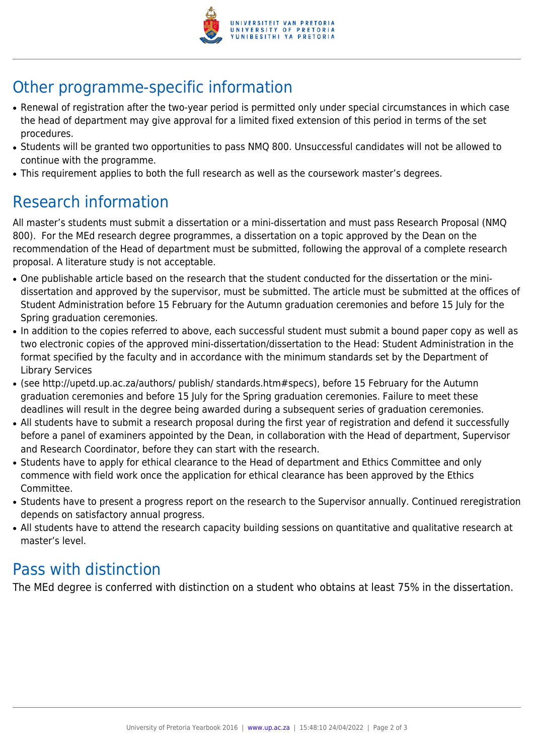## Other programme-specific information

- Renewal of registration after the two-year period is permitted only under special circumstances in which case the head of department may give approval for a limited fixed extension of this period in terms of the set procedures.
- Students will be granted two opportunities to pass NMQ 800. Unsuccessful candidates will not be allowed to continue with the programme.
- This requirement applies to both the full research as well as the coursework master's degrees.

## Research information

All master's students must submit a dissertation or a mini-dissertation and must pass Research Proposal (NMQ 800). For the MEd research degree programmes, a dissertation on a topic approved by the Dean on the recommendation of the Head of department must be submitted, following the approval of a complete research proposal. A literature study is not acceptable.

- One publishable article based on the research that the student conducted for the dissertation or the mini-dissertation and approved by the supervisor, must be submitted. The article must be submitted at the offices of Student Administration before 15 February for the Autumn graduation ceremonies and before 15 July for the Spring graduation ceremonies.
- In addition to the copies referred to above, each successful student must submit a bound paper copy as well as two electronic copies of the approved mini-dissertation/dissertation to the Head: Student Administration in the format specified by the faculty and in accordance with the minimum standards set by the Department of Library Services
- (see http://upetd.up.ac.za/authors/ publish/ standards.htm#specs), before 15 February for the Autumn graduation ceremonies and before 15 July for the Spring graduation ceremonies. Failure to meet these deadlines will result in the degree being awarded during a subsequent series of graduation ceremonies.
- All students have to submit a research proposal during the first year of registration and defend it successfully before a panel of examiners appointed by the Dean, in collaboration with the Head of department, Supervisor and Research Coordinator, before they can start with the research.
- Students have to apply for ethical clearance to the Head of department and Ethics Committee and only commence with field work once the application for ethical clearance has been approved by the Ethics Committee.
- Students have to present a progress report on the research to the Supervisor annually. Continued reregistration depends on satisfactory annual progress.
- All students have to attend the research capacity building sessions on quantitative and qualitative research at master's level.

## Pass with distinction

The MEd degree is conferred with distinction on a student who obtains at least 75% in the dissertation.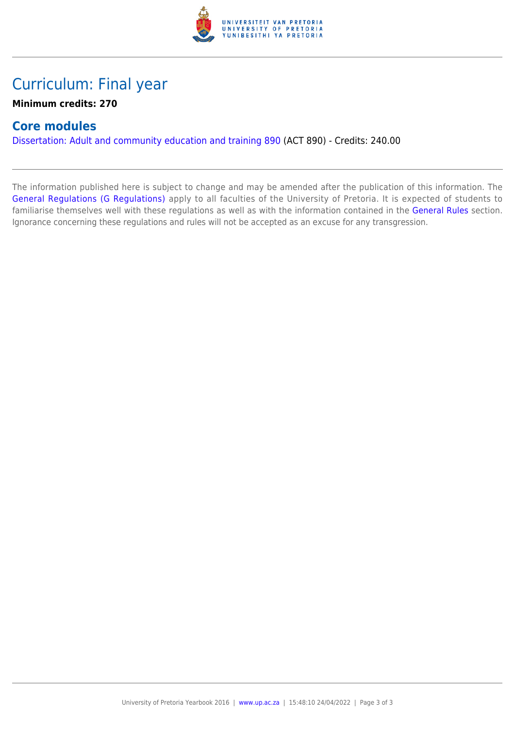# Curriculum: Final year

**Minimum credits: 270**

## Core modules

Dissertation: Adult and community education and training 890 (ACT 890) - Credits: 240.00

The information published here is subject to change and may be amended after the publication of this information. The General Regulations (G Regulations) apply to all faculties of the University of Pretoria. It is expected of students to familiarise themselves well with these regulations as well as with the information contained in the General Rules section. Ignorance concerning these regulations and rules will not be accepted as an excuse for any transgression.